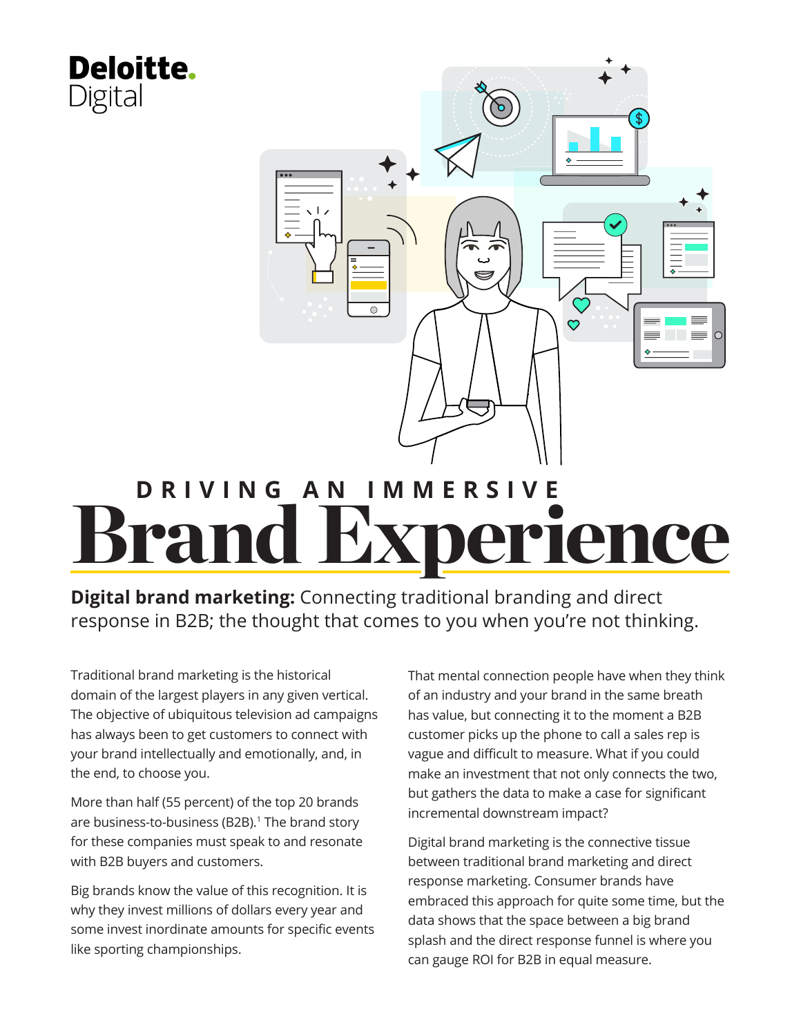Deloitte. Digital

# DRIVING AN IMMERSIVE Brand Experience

**Digital brand marketing:** Connecting traditional branding and direct response in B2B; the thought that comes to you when you're not thinking.

Traditional brand marketing is the historical domain of the largest players in any given vertical. The objective of ubiquitous television ad campaigns has always been to get customers to connect with your brand intellectually and emotionally, and, in the end, to choose you.

More than half (55 percent) of the top 20 brands are business-to-business (B2B).[1] The brand story for these companies must speak to and resonate with B2B buyers and customers.

Big brands know the value of this recognition. It is why they invest millions of dollars every year and some invest inordinate amounts for specific events like sporting championships.

That mental connection people have when they think of an industry and your brand in the same breath has value, but connecting it to the moment a B2B customer picks up the phone to call a sales rep is vague and difficult to measure. What if you could make an investment that not only connects the two, but gathers the data to make a case for significant incremental downstream impact?

Digital brand marketing is the connective tissue between traditional brand marketing and direct response marketing. Consumer brands have embraced this approach for quite some time, but the data shows that the space between a big brand splash and the direct response funnel is where you can gauge ROI for B2B in equal measure.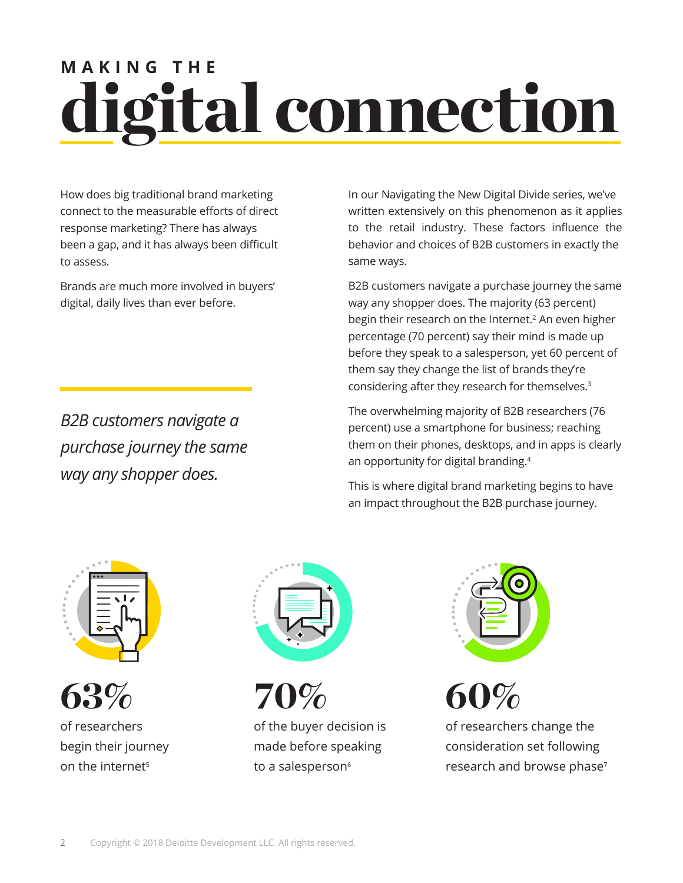# MAKING THE digital connection

How does big traditional brand marketing connect to the measurable efforts of direct response marketing? There has always been a gap, and it has always been difficult to assess.

Brands are much more involved in buyers' digital, daily lives than ever before.

*B2B customers navigate a purchase journey the same way any shopper does.*

In our Navigating the New Digital Divide series, we've written extensively on this phenomenon as it applies to the retail industry. These factors influence the behavior and choices of B2B customers in exactly the same ways.

B2B customers navigate a purchase journey the same way any shopper does. The majority (63 percent) begin their research on the Internet.[2] An even higher percentage (70 percent) say their mind is made up before they speak to a salesperson, yet 60 percent of them say they change the list of brands they're considering after they research for themselves.[3]

The overwhelming majority of B2B researchers (76 percent) use a smartphone for business; reaching them on their phones, desktops, and in apps is clearly an opportunity for digital branding.[4]

This is where digital brand marketing begins to have an impact throughout the B2B purchase journey.

**63%**
of researchers begin their journey on the internet[5]

**70%**
of the buyer decision is made before speaking to a salesperson[6]

**60%**
of researchers change the consideration set following research and browse phase[7]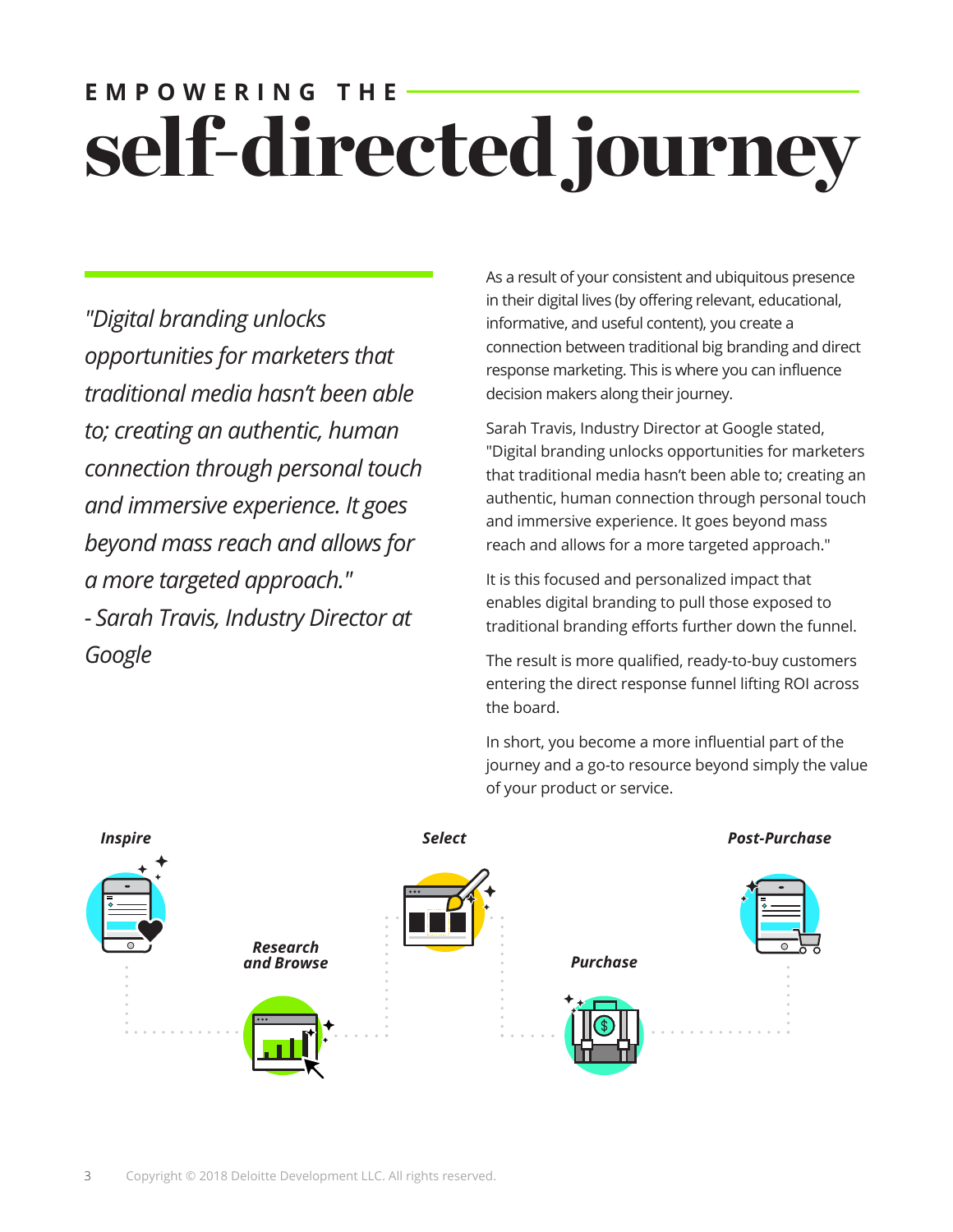# EMPOWERING THE self-directed journey

*"Digital branding unlocks opportunities for marketers that traditional media hasn't been able to; creating an authentic, human connection through personal touch and immersive experience. It goes beyond mass reach and allows for a more targeted approach."*
*- Sarah Travis, Industry Director at Google*

As a result of your consistent and ubiquitous presence in their digital lives (by offering relevant, educational, informative, and useful content), you create a connection between traditional big branding and direct response marketing. This is where you can influence decision makers along their journey.

Sarah Travis, Industry Director at Google stated, "Digital branding unlocks opportunities for marketers that traditional media hasn't been able to; creating an authentic, human connection through personal touch and immersive experience. It goes beyond mass reach and allows for a more targeted approach."

It is this focused and personalized impact that enables digital branding to pull those exposed to traditional branding efforts further down the funnel.

The result is more qualified, ready-to-buy customers entering the direct response funnel lifting ROI across the board.

In short, you become a more influential part of the journey and a go-to resource beyond simply the value of your product or service.

***Inspire*** → ***Research and Browse*** → ***Select*** → ***Purchase*** → ***Post-Purchase***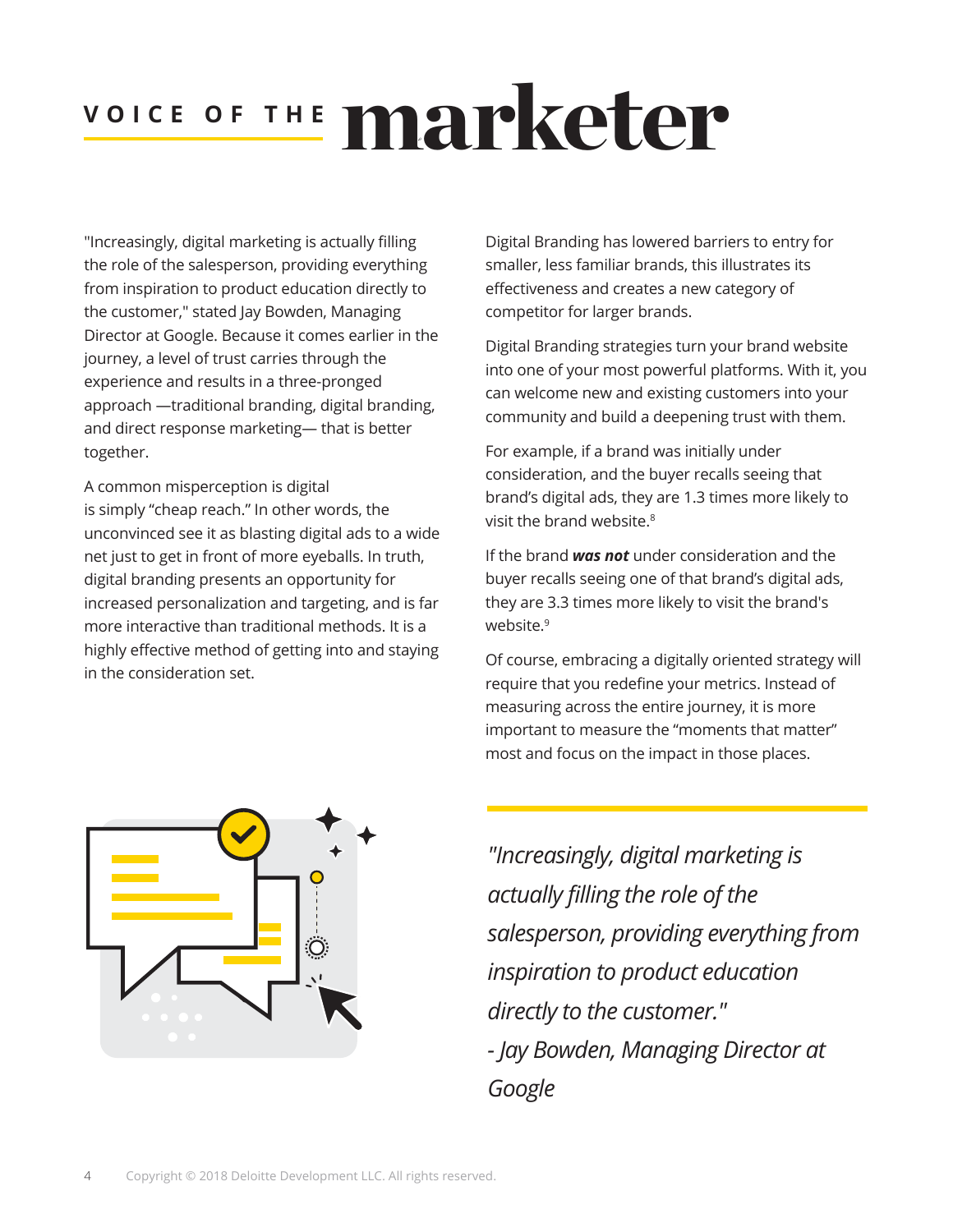# VOICE OF THE marketer

"Increasingly, digital marketing is actually filling the role of the salesperson, providing everything from inspiration to product education directly to the customer," stated Jay Bowden, Managing Director at Google. Because it comes earlier in the journey, a level of trust carries through the experience and results in a three-pronged approach —traditional branding, digital branding, and direct response marketing— that is better together.

A common misperception is digital is simply "cheap reach." In other words, the unconvinced see it as blasting digital ads to a wide net just to get in front of more eyeballs. In truth, digital branding presents an opportunity for increased personalization and targeting, and is far more interactive than traditional methods. It is a highly effective method of getting into and staying in the consideration set.

Digital Branding has lowered barriers to entry for smaller, less familiar brands, this illustrates its effectiveness and creates a new category of competitor for larger brands.

Digital Branding strategies turn your brand website into one of your most powerful platforms. With it, you can welcome new and existing customers into your community and build a deepening trust with them.

For example, if a brand was initially under consideration, and the buyer recalls seeing that brand's digital ads, they are 1.3 times more likely to visit the brand website.[8]

If the brand ***was not*** under consideration and the buyer recalls seeing one of that brand's digital ads, they are 3.3 times more likely to visit the brand's website.[9]

Of course, embracing a digitally oriented strategy will require that you redefine your metrics. Instead of measuring across the entire journey, it is more important to measure the "moments that matter" most and focus on the impact in those places.

*"Increasingly, digital marketing is actually filling the role of the salesperson, providing everything from inspiration to product education directly to the customer."*
*- Jay Bowden, Managing Director at Google*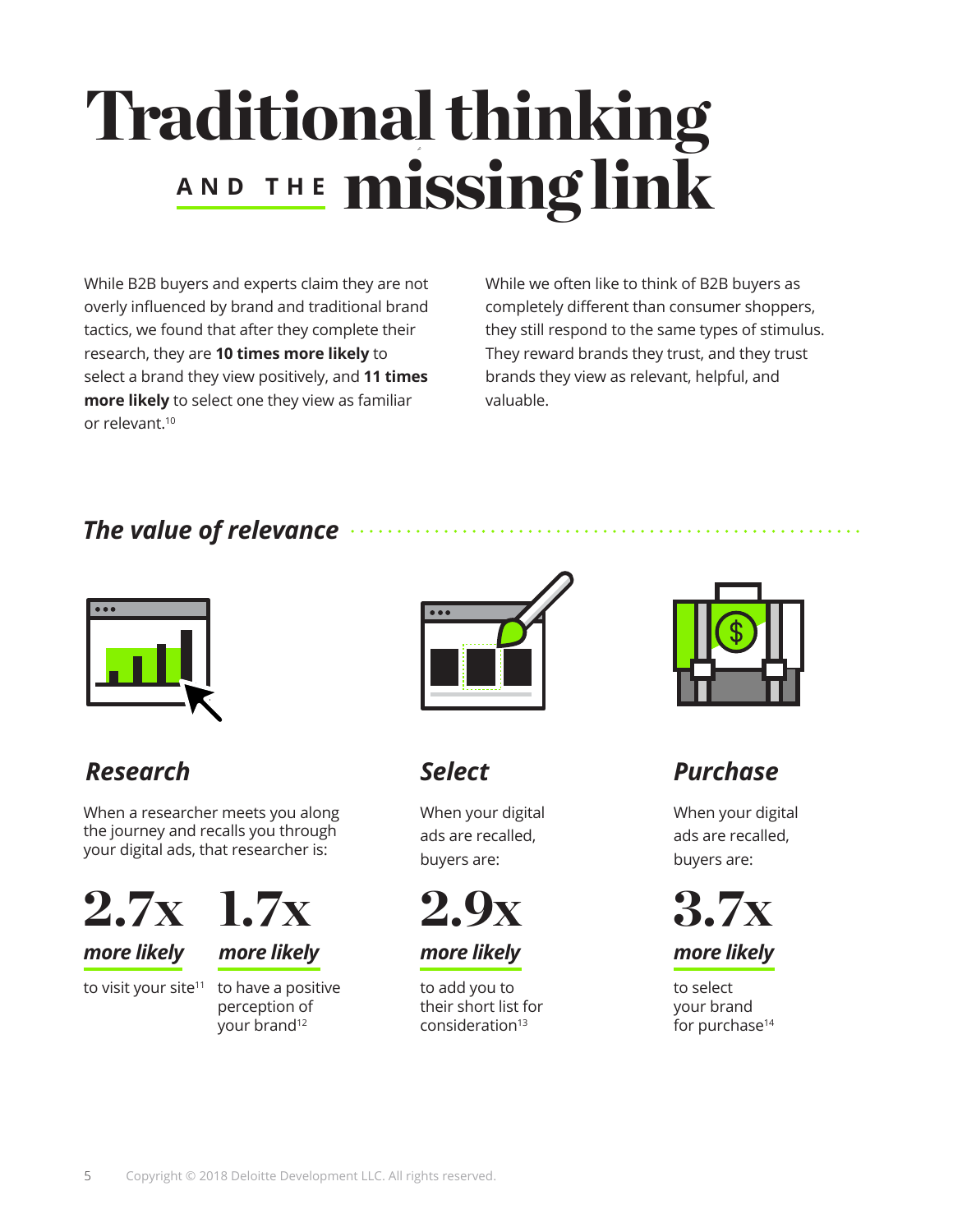# Traditional thinking AND THE missing link

While B2B buyers and experts claim they are not overly influenced by brand and traditional brand tactics, we found that after they complete their research, they are **10 times more likely** to select a brand they view positively, and **11 times more likely** to select one they view as familiar or relevant.[10]

While we often like to think of B2B buyers as completely different than consumer shoppers, they still respond to the same types of stimulus. They reward brands they trust, and they trust brands they view as relevant, helpful, and valuable.

## *The value of relevance*

### *Research*

When a researcher meets you along the journey and recalls you through your digital ads, that researcher is:

**2.7x**
*more likely*
to visit your site[11]

**1.7x**
*more likely*
to have a positive perception of your brand[12]

### *Select*

When your digital ads are recalled, buyers are:

**2.9x**
*more likely*
to add you to their short list for consideration[13]

### *Purchase*

When your digital ads are recalled, buyers are:

**3.7x**
*more likely*
to select your brand for purchase[14]

Copyright © 2018 Deloitte Development LLC. All rights reserved.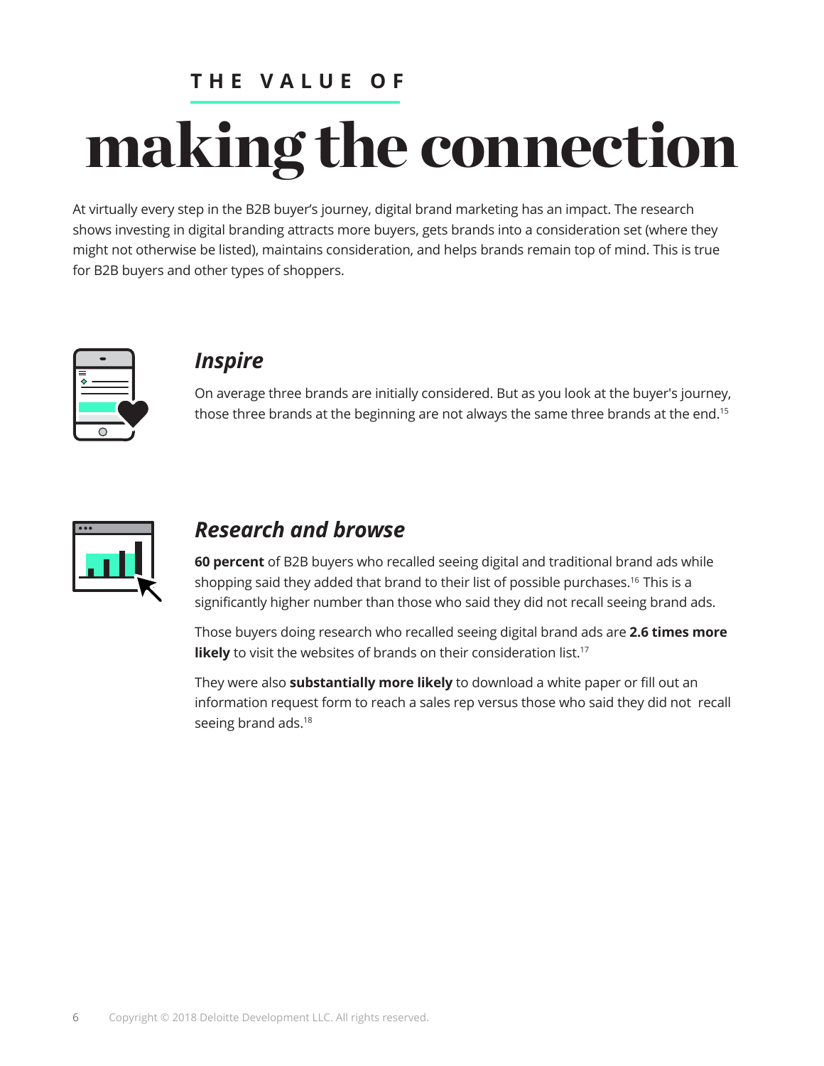THE VALUE OF

# making the connection

At virtually every step in the B2B buyer's journey, digital brand marketing has an impact. The research shows investing in digital branding attracts more buyers, gets brands into a consideration set (where they might not otherwise be listed), maintains consideration, and helps brands remain top of mind. This is true for B2B buyers and other types of shoppers.

## *Inspire*

On average three brands are initially considered. But as you look at the buyer's journey, those three brands at the beginning are not always the same three brands at the end.[15]

## *Research and browse*

**60 percent** of B2B buyers who recalled seeing digital and traditional brand ads while shopping said they added that brand to their list of possible purchases.[16] This is a significantly higher number than those who said they did not recall seeing brand ads.

Those buyers doing research who recalled seeing digital brand ads are **2.6 times more likely** to visit the websites of brands on their consideration list.[17]

They were also **substantially more likely** to download a white paper or fill out an information request form to reach a sales rep versus those who said they did not recall seeing brand ads.[18]

Copyright © 2018 Deloitte Development LLC. All rights reserved.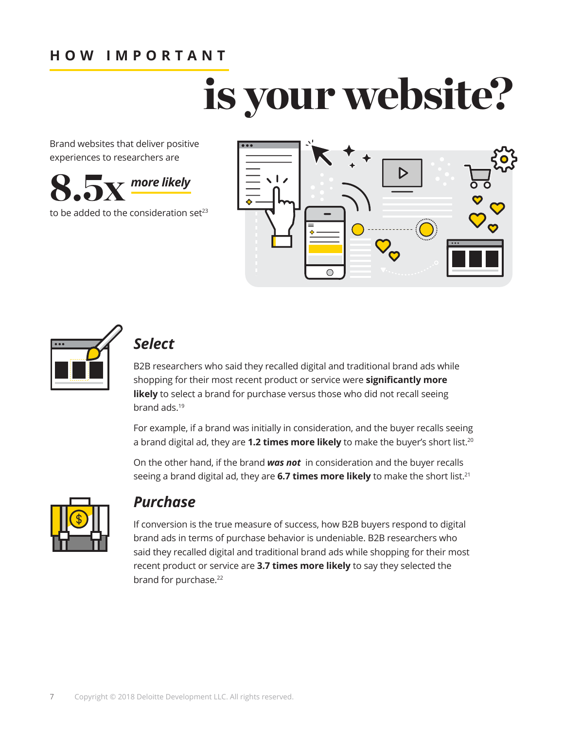# HOW IMPORTANT is your website?

Brand websites that deliver positive experiences to researchers are

**8.5x** ***more likely***

to be added to the consideration set[23]

## *Select*

B2B researchers who said they recalled digital and traditional brand ads while shopping for their most recent product or service were **significantly more likely** to select a brand for purchase versus those who did not recall seeing brand ads.[19]

For example, if a brand was initially in consideration, and the buyer recalls seeing a brand digital ad, they are **1.2 times more likely** to make the buyer's short list.[20]

On the other hand, if the brand ***was not*** in consideration and the buyer recalls seeing a brand digital ad, they are **6.7 times more likely** to make the short list.[21]

## *Purchase*

If conversion is the true measure of success, how B2B buyers respond to digital brand ads in terms of purchase behavior is undeniable. B2B researchers who said they recalled digital and traditional brand ads while shopping for their most recent product or service are **3.7 times more likely** to say they selected the brand for purchase.[22]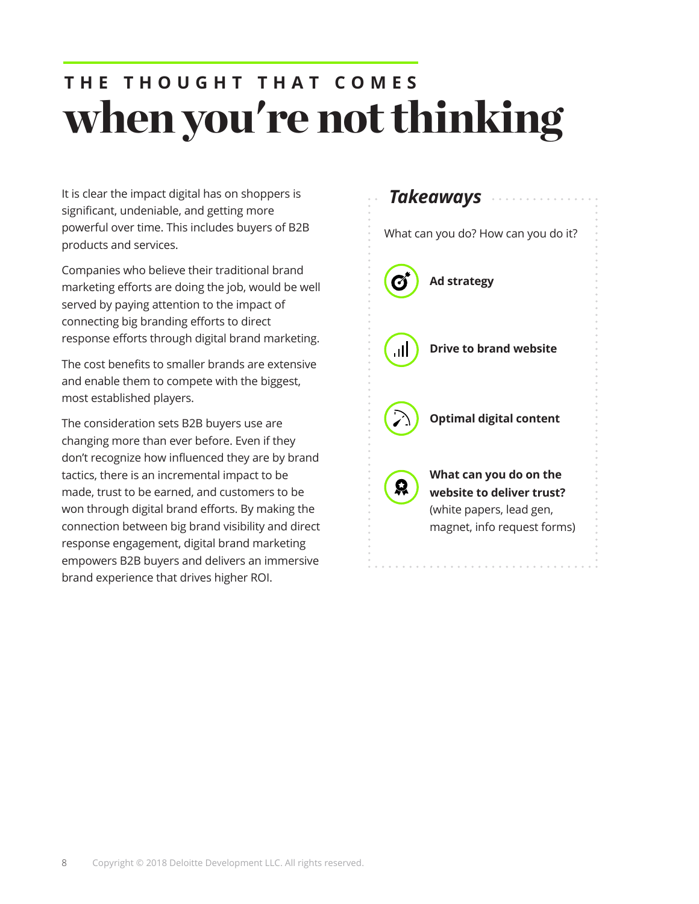# THE THOUGHT THAT COMES
# when you're not thinking

It is clear the impact digital has on shoppers is significant, undeniable, and getting more powerful over time. This includes buyers of B2B products and services.

Companies who believe their traditional brand marketing efforts are doing the job, would be well served by paying attention to the impact of connecting big branding efforts to direct response efforts through digital brand marketing.

The cost benefits to smaller brands are extensive and enable them to compete with the biggest, most established players.

The consideration sets B2B buyers use are changing more than ever before. Even if they don't recognize how influenced they are by brand tactics, there is an incremental impact to be made, trust to be earned, and customers to be won through digital brand efforts. By making the connection between big brand visibility and direct response engagement, digital brand marketing empowers B2B buyers and delivers an immersive brand experience that drives higher ROI.

## *Takeaways*

What can you do? How can you do it?

- **Ad strategy**
- **Drive to brand website**
- **Optimal digital content**
- **What can you do on the website to deliver trust?** (white papers, lead gen, magnet, info request forms)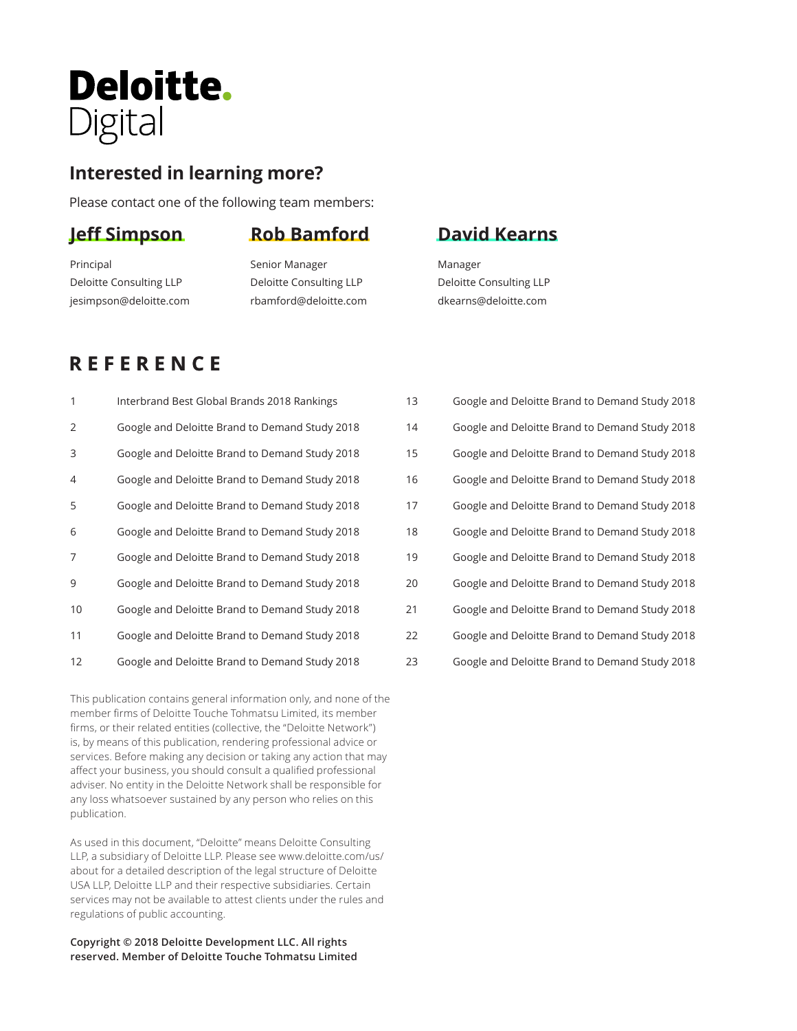**Deloitte.**
Digital

## Interested in learning more?

Please contact one of the following team members:

**Jeff Simpson**

Principal
Deloitte Consulting LLP
jesimpson@deloitte.com

**Rob Bamford**

Senior Manager
Deloitte Consulting LLP
rbamford@deloitte.com

**David Kearns**

Manager
Deloitte Consulting LLP
dkearns@deloitte.com

## REFERENCE

| | |
|---|---|
| 1 | Interbrand Best Global Brands 2018 Rankings |
| 2 | Google and Deloitte Brand to Demand Study 2018 |
| 3 | Google and Deloitte Brand to Demand Study 2018 |
| 4 | Google and Deloitte Brand to Demand Study 2018 |
| 5 | Google and Deloitte Brand to Demand Study 2018 |
| 6 | Google and Deloitte Brand to Demand Study 2018 |
| 7 | Google and Deloitte Brand to Demand Study 2018 |
| 9 | Google and Deloitte Brand to Demand Study 2018 |
| 10 | Google and Deloitte Brand to Demand Study 2018 |
| 11 | Google and Deloitte Brand to Demand Study 2018 |
| 12 | Google and Deloitte Brand to Demand Study 2018 |
| 13 | Google and Deloitte Brand to Demand Study 2018 |
| 14 | Google and Deloitte Brand to Demand Study 2018 |
| 15 | Google and Deloitte Brand to Demand Study 2018 |
| 16 | Google and Deloitte Brand to Demand Study 2018 |
| 17 | Google and Deloitte Brand to Demand Study 2018 |
| 18 | Google and Deloitte Brand to Demand Study 2018 |
| 19 | Google and Deloitte Brand to Demand Study 2018 |
| 20 | Google and Deloitte Brand to Demand Study 2018 |
| 21 | Google and Deloitte Brand to Demand Study 2018 |
| 22 | Google and Deloitte Brand to Demand Study 2018 |
| 23 | Google and Deloitte Brand to Demand Study 2018 |

This publication contains general information only, and none of the member firms of Deloitte Touche Tohmatsu Limited, its member firms, or their related entities (collective, the "Deloitte Network") is, by means of this publication, rendering professional advice or services. Before making any decision or taking any action that may affect your business, you should consult a qualified professional adviser. No entity in the Deloitte Network shall be responsible for any loss whatsoever sustained by any person who relies on this publication.

As used in this document, "Deloitte" means Deloitte Consulting LLP, a subsidiary of Deloitte LLP. Please see www.deloitte.com/us/about for a detailed description of the legal structure of Deloitte USA LLP, Deloitte LLP and their respective subsidiaries. Certain services may not be available to attest clients under the rules and regulations of public accounting.

**Copyright © 2018 Deloitte Development LLC. All rights reserved. Member of Deloitte Touche Tohmatsu Limited**